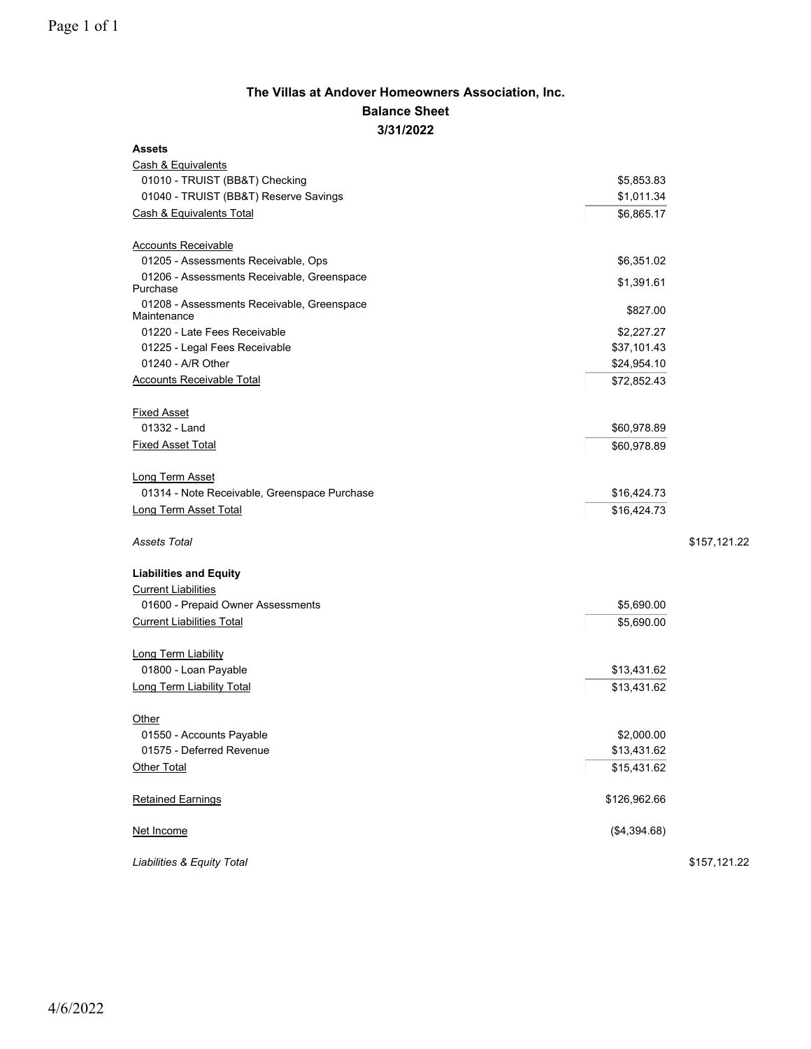# The Villas at Andover Homeowners Association, Inc.

## Balance Sheet

### 3/31/2022

| | | |
|---|---|---|
| **Assets** | | |
| Cash & Equivalents | | |
| 01010 - TRUIST (BB&T) Checking | $5,853.83 | |
| 01040 - TRUIST (BB&T) Reserve Savings | $1,011.34 | |
| Cash & Equivalents Total | $6,865.17 | |
| | | |
| Accounts Receivable | | |
| 01205 - Assessments Receivable, Ops | $6,351.02 | |
| 01206 - Assessments Receivable, Greenspace Purchase | $1,391.61 | |
| 01208 - Assessments Receivable, Greenspace Maintenance | $827.00 | |
| 01220 - Late Fees Receivable | $2,227.27 | |
| 01225 - Legal Fees Receivable | $37,101.43 | |
| 01240 - A/R Other | $24,954.10 | |
| Accounts Receivable Total | $72,852.43 | |
| | | |
| Fixed Asset | | |
| 01332 - Land | $60,978.89 | |
| Fixed Asset Total | $60,978.89 | |
| | | |
| Long Term Asset | | |
| 01314 - Note Receivable, Greenspace Purchase | $16,424.73 | |
| Long Term Asset Total | $16,424.73 | |
| | | |
| *Assets Total* | | $157,121.22 |
| | | |
| **Liabilities and Equity** | | |
| Current Liabilities | | |
| 01600 - Prepaid Owner Assessments | $5,690.00 | |
| Current Liabilities Total | $5,690.00 | |
| | | |
| Long Term Liability | | |
| 01800 - Loan Payable | $13,431.62 | |
| Long Term Liability Total | $13,431.62 | |
| | | |
| Other | | |
| 01550 - Accounts Payable | $2,000.00 | |
| 01575 - Deferred Revenue | $13,431.62 | |
| Other Total | $15,431.62 | |
| | | |
| Retained Earnings | $126,962.66 | |
| | | |
| Net Income | ($4,394.68) | |
| | | |
| *Liabilities & Equity Total* | | $157,121.22 |

4/6/2022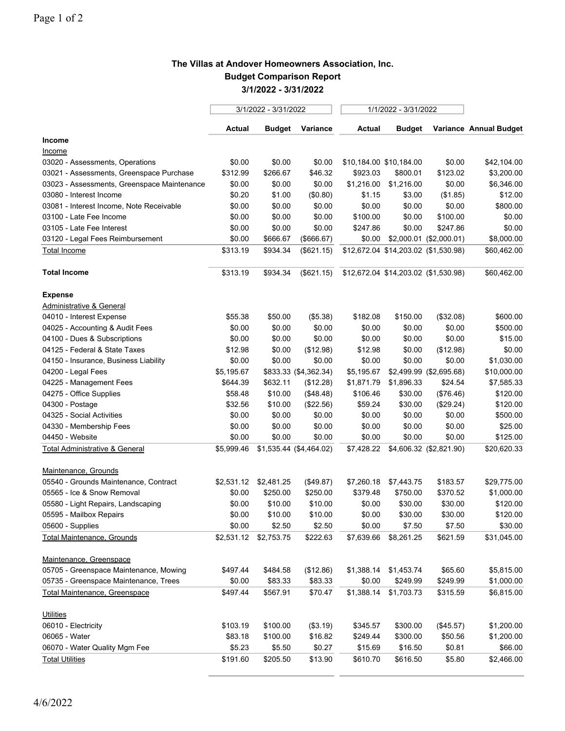# The Villas at Andover Homeowners Association, Inc.

## Budget Comparison Report

### 3/1/2022 - 3/31/2022

| | 3/1/2022 - 3/31/2022 | | | 1/1/2022 - 3/31/2022 | | | |
|---|---|---|---|---|---|---|---|
| | **Actual** | **Budget** | **Variance** | **Actual** | **Budget** | **Variance** | **Annual Budget** |
| **Income** | | | | | | | |
| Income | | | | | | | |
| 03020 - Assessments, Operations | $0.00 | $0.00 | $0.00 | $10,184.00 | $10,184.00 | $0.00 | $42,104.00 |
| 03021 - Assessments, Greenspace Purchase | $312.99 | $266.67 | $46.32 | $923.03 | $800.01 | $123.02 | $3,200.00 |
| 03023 - Assessments, Greenspace Maintenance | $0.00 | $0.00 | $0.00 | $1,216.00 | $1,216.00 | $0.00 | $6,346.00 |
| 03080 - Interest Income | $0.20 | $1.00 | ($0.80) | $1.15 | $3.00 | ($1.85) | $12.00 |
| 03081 - Interest Income, Note Receivable | $0.00 | $0.00 | $0.00 | $0.00 | $0.00 | $0.00 | $800.00 |
| 03100 - Late Fee Income | $0.00 | $0.00 | $0.00 | $100.00 | $0.00 | $100.00 | $0.00 |
| 03105 - Late Fee Interest | $0.00 | $0.00 | $0.00 | $247.86 | $0.00 | $247.86 | $0.00 |
| 03120 - Legal Fees Reimbursement | $0.00 | $666.67 | ($666.67) | $0.00 | $2,000.01 | ($2,000.01) | $8,000.00 |
| Total Income | $313.19 | $934.34 | ($621.15) | $12,672.04 | $14,203.02 | ($1,530.98) | $60,462.00 |
| **Total Income** | $313.19 | $934.34 | ($621.15) | $12,672.04 | $14,203.02 | ($1,530.98) | $60,462.00 |
| **Expense** | | | | | | | |
| Administrative & General | | | | | | | |
| 04010 - Interest Expense | $55.38 | $50.00 | ($5.38) | $182.08 | $150.00 | ($32.08) | $600.00 |
| 04025 - Accounting & Audit Fees | $0.00 | $0.00 | $0.00 | $0.00 | $0.00 | $0.00 | $500.00 |
| 04100 - Dues & Subscriptions | $0.00 | $0.00 | $0.00 | $0.00 | $0.00 | $0.00 | $15.00 |
| 04125 - Federal & State Taxes | $12.98 | $0.00 | ($12.98) | $12.98 | $0.00 | ($12.98) | $0.00 |
| 04150 - Insurance, Business Liability | $0.00 | $0.00 | $0.00 | $0.00 | $0.00 | $0.00 | $1,030.00 |
| 04200 - Legal Fees | $5,195.67 | $833.33 | ($4,362.34) | $5,195.67 | $2,499.99 | ($2,695.68) | $10,000.00 |
| 04225 - Management Fees | $644.39 | $632.11 | ($12.28) | $1,871.79 | $1,896.33 | $24.54 | $7,585.33 |
| 04275 - Office Supplies | $58.48 | $10.00 | ($48.48) | $106.46 | $30.00 | ($76.46) | $120.00 |
| 04300 - Postage | $32.56 | $10.00 | ($22.56) | $59.24 | $30.00 | ($29.24) | $120.00 |
| 04325 - Social Activities | $0.00 | $0.00 | $0.00 | $0.00 | $0.00 | $0.00 | $500.00 |
| 04330 - Membership Fees | $0.00 | $0.00 | $0.00 | $0.00 | $0.00 | $0.00 | $25.00 |
| 04450 - Website | $0.00 | $0.00 | $0.00 | $0.00 | $0.00 | $0.00 | $125.00 |
| Total Administrative & General | $5,999.46 | $1,535.44 | ($4,464.02) | $7,428.22 | $4,606.32 | ($2,821.90) | $20,620.33 |
| Maintenance, Grounds | | | | | | | |
| 05540 - Grounds Maintenance, Contract | $2,531.12 | $2,481.25 | ($49.87) | $7,260.18 | $7,443.75 | $183.57 | $29,775.00 |
| 05565 - Ice & Snow Removal | $0.00 | $250.00 | $250.00 | $379.48 | $750.00 | $370.52 | $1,000.00 |
| 05580 - Light Repairs, Landscaping | $0.00 | $10.00 | $10.00 | $0.00 | $30.00 | $30.00 | $120.00 |
| 05595 - Mailbox Repairs | $0.00 | $10.00 | $10.00 | $0.00 | $30.00 | $30.00 | $120.00 |
| 05600 - Supplies | $0.00 | $2.50 | $2.50 | $0.00 | $7.50 | $7.50 | $30.00 |
| Total Maintenance, Grounds | $2,531.12 | $2,753.75 | $222.63 | $7,639.66 | $8,261.25 | $621.59 | $31,045.00 |
| Maintenance, Greenspace | | | | | | | |
| 05705 - Greenspace Maintenance, Mowing | $497.44 | $484.58 | ($12.86) | $1,388.14 | $1,453.74 | $65.60 | $5,815.00 |
| 05735 - Greenspace Maintenance, Trees | $0.00 | $83.33 | $83.33 | $0.00 | $249.99 | $249.99 | $1,000.00 |
| Total Maintenance, Greenspace | $497.44 | $567.91 | $70.47 | $1,388.14 | $1,703.73 | $315.59 | $6,815.00 |
| Utilities | | | | | | | |
| 06010 - Electricity | $103.19 | $100.00 | ($3.19) | $345.57 | $300.00 | ($45.57) | $1,200.00 |
| 06065 - Water | $83.18 | $100.00 | $16.82 | $249.44 | $300.00 | $50.56 | $1,200.00 |
| 06070 - Water Quality Mgm Fee | $5.23 | $5.50 | $0.27 | $15.69 | $16.50 | $0.81 | $66.00 |
| Total Utilities | $191.60 | $205.50 | $13.90 | $610.70 | $616.50 | $5.80 | $2,466.00 |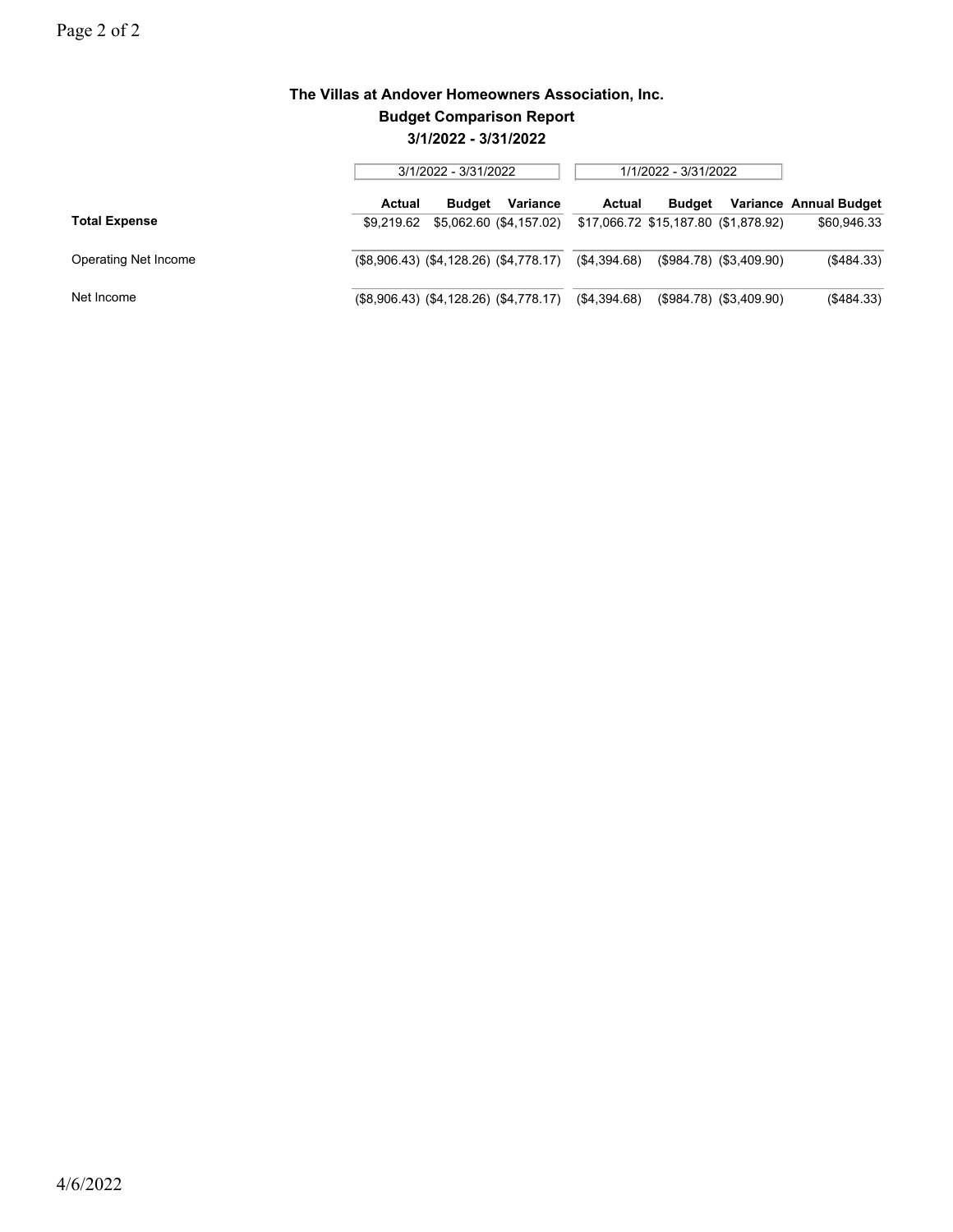**The Villas at Andover Homeowners Association, Inc.**
**Budget Comparison Report**
**3/1/2022 - 3/31/2022**

| | 3/1/2022 - 3/31/2022 | | | 1/1/2022 - 3/31/2022 | | | |
|---|---|---|---|---|---|---|---|
| | **Actual** | **Budget** | **Variance** | **Actual** | **Budget** | **Variance** | **Annual Budget** |
| **Total Expense** | $9,219.62 | $5,062.60 | ($4,157.02) | $17,066.72 | $15,187.80 | ($1,878.92) | $60,946.33 |
| Operating Net Income | ($8,906.43) | ($4,128.26) | ($4,778.17) | ($4,394.68) | ($984.78) | ($3,409.90) | ($484.33) |
| Net Income | ($8,906.43) | ($4,128.26) | ($4,778.17) | ($4,394.68) | ($984.78) | ($3,409.90) | ($484.33) |

4/6/2022